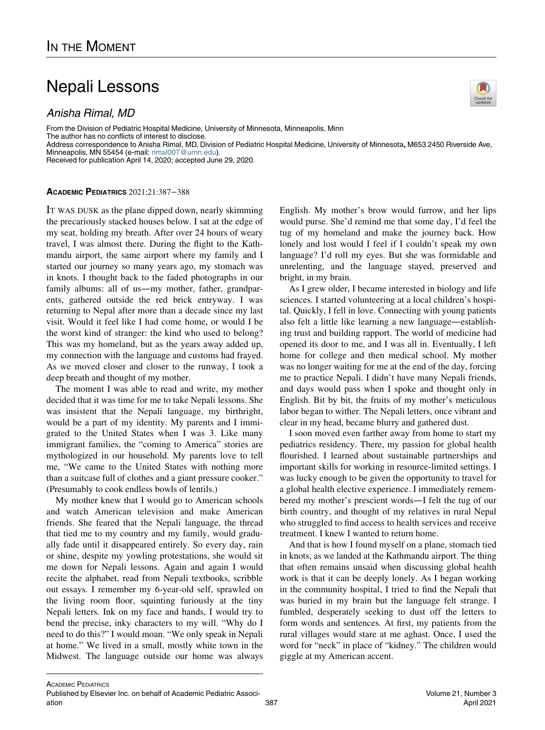In the Moment

# Nepali Lessons

*Anisha Rimal, MD*

From the Division of Pediatric Hospital Medicine, University of Minnesota, Minneapolis, Minn
The author has no conflicts of interest to disclose.
Address correspondence to Anisha Rimal, MD, Division of Pediatric Hospital Medicine, University of Minnesota, M653 2450 Riverside Ave, Minneapolis, MN 55454 (e-mail: rimal007@umn.edu).
Received for publication April 14, 2020; accepted June 29, 2020.

**Academic Pediatrics** 2021;21:387−388

It was dusk as the plane dipped down, nearly skimming the precariously stacked houses below. I sat at the edge of my seat, holding my breath. After over 24 hours of weary travel, I was almost there. During the flight to the Kathmandu airport, the same airport where my family and I started our journey so many years ago, my stomach was in knots. I thought back to the faded photographs in our family albums: all of us—my mother, father, grandparents, gathered outside the red brick entryway. I was returning to Nepal after more than a decade since my last visit. Would it feel like I had come home, or would I be the worst kind of stranger: the kind who used to belong? This was my homeland, but as the years away added up, my connection with the language and customs had frayed. As we moved closer and closer to the runway, I took a deep breath and thought of my mother.

The moment I was able to read and write, my mother decided that it was time for me to take Nepali lessons. She was insistent that the Nepali language, my birthright, would be a part of my identity. My parents and I immigrated to the United States when I was 3. Like many immigrant families, the "coming to America" stories are mythologized in our household. My parents love to tell me, "We came to the United States with nothing more than a suitcase full of clothes and a giant pressure cooker." (Presumably to cook endless bowls of lentils.)

My mother knew that I would go to American schools and watch American television and make American friends. She feared that the Nepali language, the thread that tied me to my country and my family, would gradually fade until it disappeared entirely. So every day, rain or shine, despite my yowling protestations, she would sit me down for Nepali lessons. Again and again I would recite the alphabet, read from Nepali textbooks, scribble out essays. I remember my 6-year-old self, sprawled on the living room floor, squinting furiously at the tiny Nepali letters. Ink on my face and hands, I would try to bend the precise, inky characters to my will. "Why do I need to do this?" I would moan. "We only speak in Nepali at home." We lived in a small, mostly white town in the Midwest. The language outside our home was always English. My mother's brow would furrow, and her lips would purse. She'd remind me that some day, I'd feel the tug of my homeland and make the journey back. How lonely and lost would I feel if I couldn't speak my own language? I'd roll my eyes. But she was formidable and unrelenting, and the language stayed, preserved and bright, in my brain.

As I grew older, I became interested in biology and life sciences. I started volunteering at a local children's hospital. Quickly, I fell in love. Connecting with young patients also felt a little like learning a new language—establishing trust and building rapport. The world of medicine had opened its door to me, and I was all in. Eventually, I left home for college and then medical school. My mother was no longer waiting for me at the end of the day, forcing me to practice Nepali. I didn't have many Nepali friends, and days would pass when I spoke and thought only in English. Bit by bit, the fruits of my mother's meticulous labor began to wither. The Nepali letters, once vibrant and clear in my head, became blurry and gathered dust.

I soon moved even farther away from home to start my pediatrics residency. There, my passion for global health flourished. I learned about sustainable partnerships and important skills for working in resource-limited settings. I was lucky enough to be given the opportunity to travel for a global health elective experience. I immediately remembered my mother's prescient words—I felt the tug of our birth country, and thought of my relatives in rural Nepal who struggled to find access to health services and receive treatment. I knew I wanted to return home.

And that is how I found myself on a plane, stomach tied in knots, as we landed at the Kathmandu airport. The thing that often remains unsaid when discussing global health work is that it can be deeply lonely. As I began working in the community hospital, I tried to find the Nepali that was buried in my brain but the language felt strange. I fumbled, desperately seeking to dust off the letters to form words and sentences. At first, my patients from the rural villages would stare at me aghast. Once, I used the word for "neck" in place of "kidney." The children would giggle at my American accent.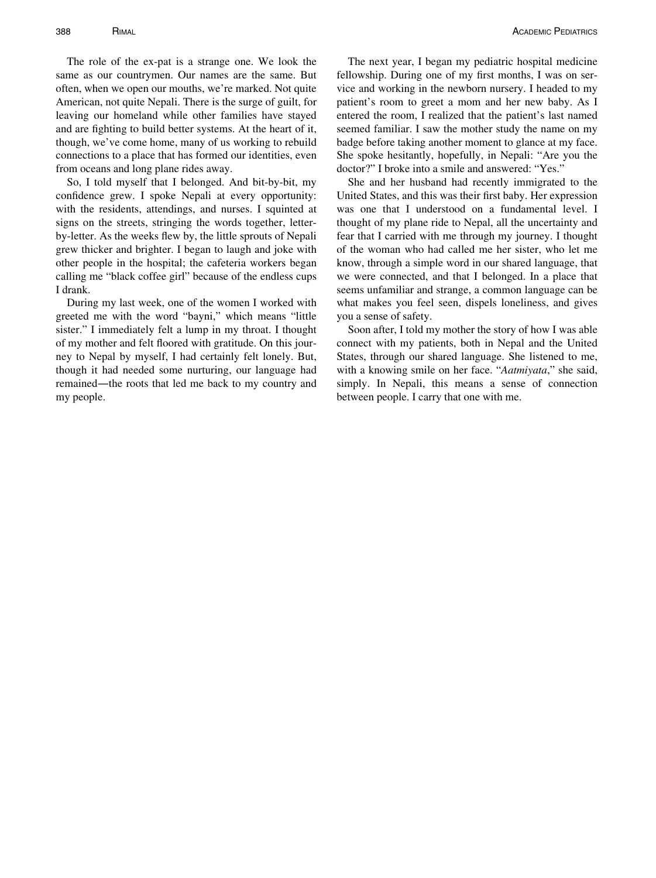The role of the ex-pat is a strange one. We look the same as our countrymen. Our names are the same. But often, when we open our mouths, we're marked. Not quite American, not quite Nepali. There is the surge of guilt, for leaving our homeland while other families have stayed and are fighting to build better systems. At the heart of it, though, we've come home, many of us working to rebuild connections to a place that has formed our identities, even from oceans and long plane rides away.

So, I told myself that I belonged. And bit-by-bit, my confidence grew. I spoke Nepali at every opportunity: with the residents, attendings, and nurses. I squinted at signs on the streets, stringing the words together, letter-by-letter. As the weeks flew by, the little sprouts of Nepali grew thicker and brighter. I began to laugh and joke with other people in the hospital; the cafeteria workers began calling me "black coffee girl" because of the endless cups I drank.

During my last week, one of the women I worked with greeted me with the word "bayni," which means "little sister." I immediately felt a lump in my throat. I thought of my mother and felt floored with gratitude. On this journey to Nepal by myself, I had certainly felt lonely. But, though it had needed some nurturing, our language had remained—the roots that led me back to my country and my people.

The next year, I began my pediatric hospital medicine fellowship. During one of my first months, I was on service and working in the newborn nursery. I headed to my patient's room to greet a mom and her new baby. As I entered the room, I realized that the patient's last named seemed familiar. I saw the mother study the name on my badge before taking another moment to glance at my face. She spoke hesitantly, hopefully, in Nepali: "Are you the doctor?" I broke into a smile and answered: "Yes."

She and her husband had recently immigrated to the United States, and this was their first baby. Her expression was one that I understood on a fundamental level. I thought of my plane ride to Nepal, all the uncertainty and fear that I carried with me through my journey. I thought of the woman who had called me her sister, who let me know, through a simple word in our shared language, that we were connected, and that I belonged. In a place that seems unfamiliar and strange, a common language can be what makes you feel seen, dispels loneliness, and gives you a sense of safety.

Soon after, I told my mother the story of how I was able connect with my patients, both in Nepal and the United States, through our shared language. She listened to me, with a knowing smile on her face. "*Aatmiyata*," she said, simply. In Nepali, this means a sense of connection between people. I carry that one with me.